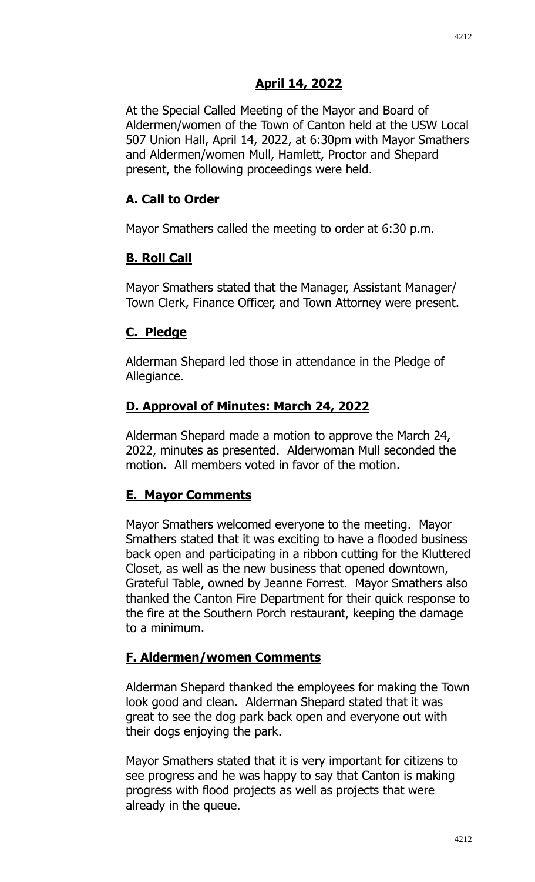# April 14, 2022

At the Special Called Meeting of the Mayor and Board of Aldermen/women of the Town of Canton held at the USW Local 507 Union Hall, April 14, 2022, at 6:30pm with Mayor Smathers and Aldermen/women Mull, Hamlett, Proctor and Shepard present, the following proceedings were held.

## A. Call to Order

Mayor Smathers called the meeting to order at 6:30 p.m.

## B. Roll Call

Mayor Smathers stated that the Manager, Assistant Manager/ Town Clerk, Finance Officer, and Town Attorney were present.

## C. Pledge

Alderman Shepard led those in attendance in the Pledge of Allegiance.

## D. Approval of Minutes: March 24, 2022

Alderman Shepard made a motion to approve the March 24, 2022, minutes as presented. Alderwoman Mull seconded the motion. All members voted in favor of the motion.

## E. Mayor Comments

Mayor Smathers welcomed everyone to the meeting. Mayor Smathers stated that it was exciting to have a flooded business back open and participating in a ribbon cutting for the Kluttered Closet, as well as the new business that opened downtown, Grateful Table, owned by Jeanne Forrest. Mayor Smathers also thanked the Canton Fire Department for their quick response to the fire at the Southern Porch restaurant, keeping the damage to a minimum.

## F. Aldermen/women Comments

Alderman Shepard thanked the employees for making the Town look good and clean. Alderman Shepard stated that it was great to see the dog park back open and everyone out with their dogs enjoying the park.

Mayor Smathers stated that it is very important for citizens to see progress and he was happy to say that Canton is making progress with flood projects as well as projects that were already in the queue.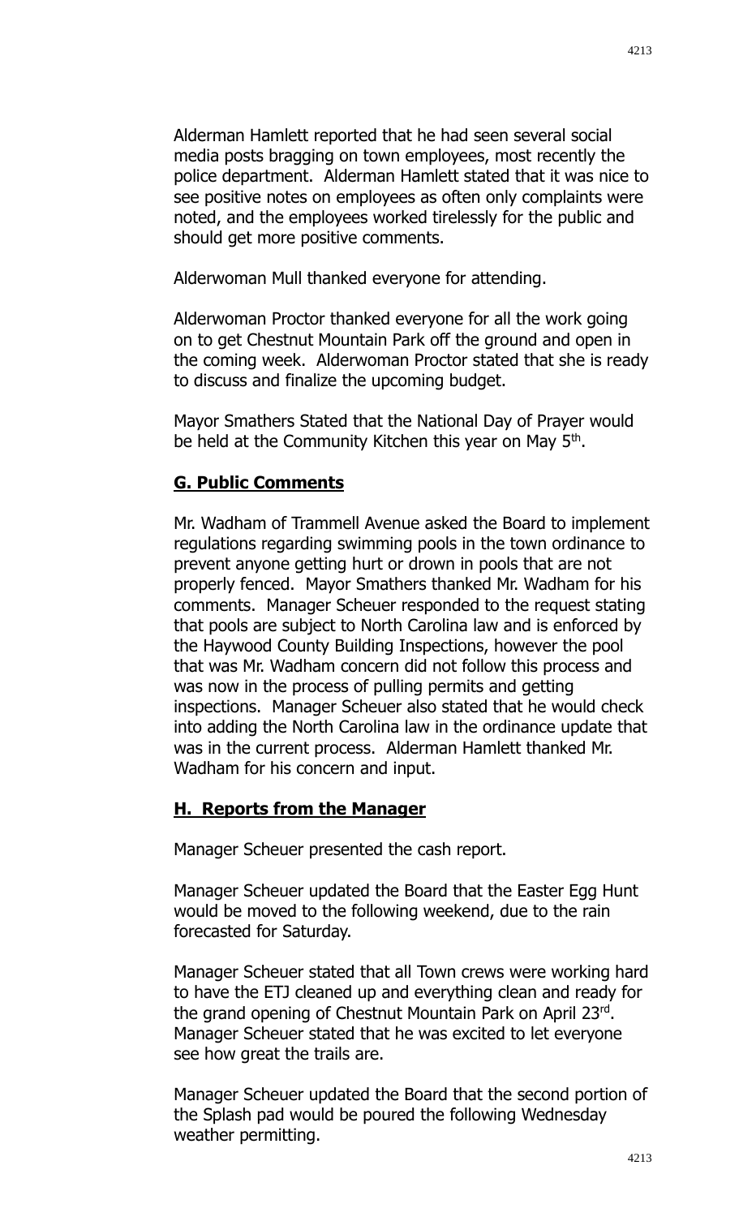Alderman Hamlett reported that he had seen several social media posts bragging on town employees, most recently the police department. Alderman Hamlett stated that it was nice to see positive notes on employees as often only complaints were noted, and the employees worked tirelessly for the public and should get more positive comments.

Alderwoman Mull thanked everyone for attending.

Alderwoman Proctor thanked everyone for all the work going on to get Chestnut Mountain Park off the ground and open in the coming week. Alderwoman Proctor stated that she is ready to discuss and finalize the upcoming budget.

Mayor Smathers Stated that the National Day of Prayer would be held at the Community Kitchen this year on May 5th.

## G. Public Comments

Mr. Wadham of Trammell Avenue asked the Board to implement regulations regarding swimming pools in the town ordinance to prevent anyone getting hurt or drown in pools that are not properly fenced. Mayor Smathers thanked Mr. Wadham for his comments. Manager Scheuer responded to the request stating that pools are subject to North Carolina law and is enforced by the Haywood County Building Inspections, however the pool that was Mr. Wadham concern did not follow this process and was now in the process of pulling permits and getting inspections. Manager Scheuer also stated that he would check into adding the North Carolina law in the ordinance update that was in the current process. Alderman Hamlett thanked Mr. Wadham for his concern and input.

## H. Reports from the Manager

Manager Scheuer presented the cash report.

Manager Scheuer updated the Board that the Easter Egg Hunt would be moved to the following weekend, due to the rain forecasted for Saturday.

Manager Scheuer stated that all Town crews were working hard to have the ETJ cleaned up and everything clean and ready for the grand opening of Chestnut Mountain Park on April 23rd. Manager Scheuer stated that he was excited to let everyone see how great the trails are.

Manager Scheuer updated the Board that the second portion of the Splash pad would be poured the following Wednesday weather permitting.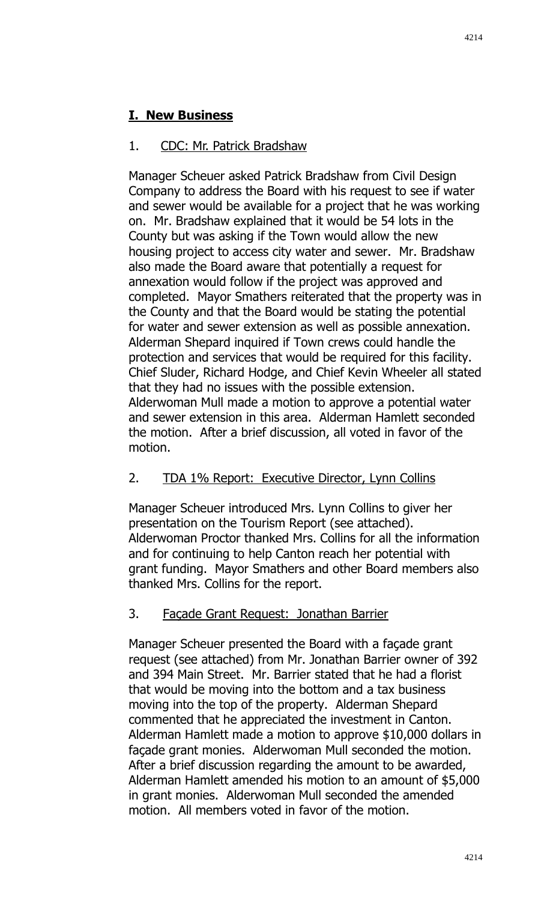## I. New Business

1. <u>CDC: Mr. Patrick Bradshaw</u>

Manager Scheuer asked Patrick Bradshaw from Civil Design Company to address the Board with his request to see if water and sewer would be available for a project that he was working on. Mr. Bradshaw explained that it would be 54 lots in the County but was asking if the Town would allow the new housing project to access city water and sewer. Mr. Bradshaw also made the Board aware that potentially a request for annexation would follow if the project was approved and completed. Mayor Smathers reiterated that the property was in the County and that the Board would be stating the potential for water and sewer extension as well as possible annexation. Alderman Shepard inquired if Town crews could handle the protection and services that would be required for this facility. Chief Sluder, Richard Hodge, and Chief Kevin Wheeler all stated that they had no issues with the possible extension. Alderwoman Mull made a motion to approve a potential water and sewer extension in this area. Alderman Hamlett seconded the motion. After a brief discussion, all voted in favor of the motion.

2. <u>TDA 1% Report: Executive Director, Lynn Collins</u>

Manager Scheuer introduced Mrs. Lynn Collins to giver her presentation on the Tourism Report (see attached). Alderwoman Proctor thanked Mrs. Collins for all the information and for continuing to help Canton reach her potential with grant funding. Mayor Smathers and other Board members also thanked Mrs. Collins for the report.

3. <u>Façade Grant Request: Jonathan Barrier</u>

Manager Scheuer presented the Board with a façade grant request (see attached) from Mr. Jonathan Barrier owner of 392 and 394 Main Street. Mr. Barrier stated that he had a florist that would be moving into the bottom and a tax business moving into the top of the property. Alderman Shepard commented that he appreciated the investment in Canton. Alderman Hamlett made a motion to approve $10,000 dollars in façade grant monies. Alderwoman Mull seconded the motion. After a brief discussion regarding the amount to be awarded, Alderman Hamlett amended his motion to an amount of $5,000 in grant monies. Alderwoman Mull seconded the amended motion. All members voted in favor of the motion.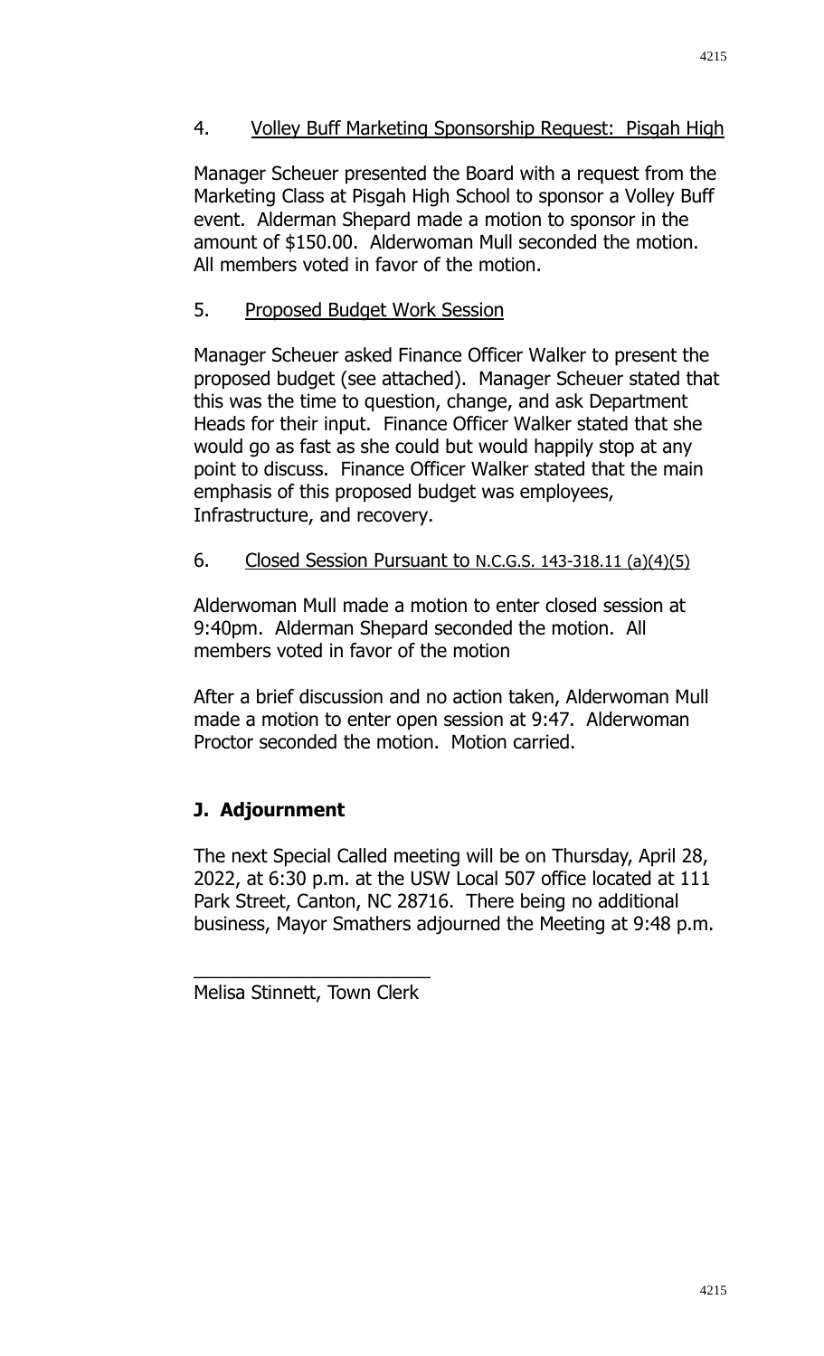4. Volley Buff Marketing Sponsorship Request: Pisgah High

Manager Scheuer presented the Board with a request from the Marketing Class at Pisgah High School to sponsor a Volley Buff event. Alderman Shepard made a motion to sponsor in the amount of $150.00. Alderwoman Mull seconded the motion. All members voted in favor of the motion.

5. Proposed Budget Work Session

Manager Scheuer asked Finance Officer Walker to present the proposed budget (see attached). Manager Scheuer stated that this was the time to question, change, and ask Department Heads for their input. Finance Officer Walker stated that she would go as fast as she could but would happily stop at any point to discuss. Finance Officer Walker stated that the main emphasis of this proposed budget was employees, Infrastructure, and recovery.

6. Closed Session Pursuant to N.C.G.S. 143-318.11 (a)(4)(5)

Alderwoman Mull made a motion to enter closed session at 9:40pm. Alderman Shepard seconded the motion. All members voted in favor of the motion

After a brief discussion and no action taken, Alderwoman Mull made a motion to enter open session at 9:47. Alderwoman Proctor seconded the motion. Motion carried.

## J. Adjournment

The next Special Called meeting will be on Thursday, April 28, 2022, at 6:30 p.m. at the USW Local 507 office located at 111 Park Street, Canton, NC 28716. There being no additional business, Mayor Smathers adjourned the Meeting at 9:48 p.m.

_______________________

Melisa Stinnett, Town Clerk